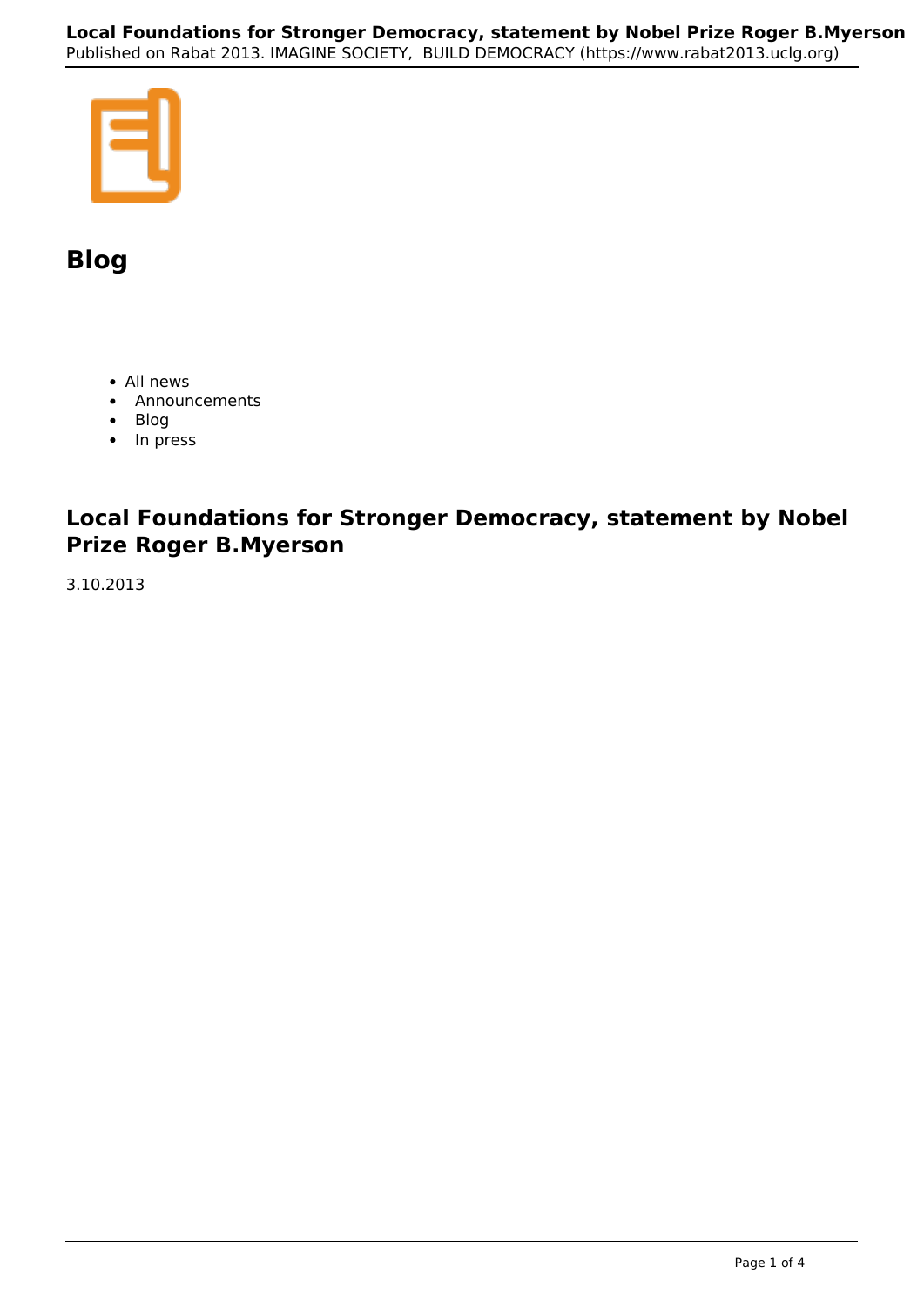# Blog

- All news
- Announcements
- Blog
- In press

## Local Foundations for Stronger Democracy, statement by Nobel Prize Roger B.Myerson

3.10.2013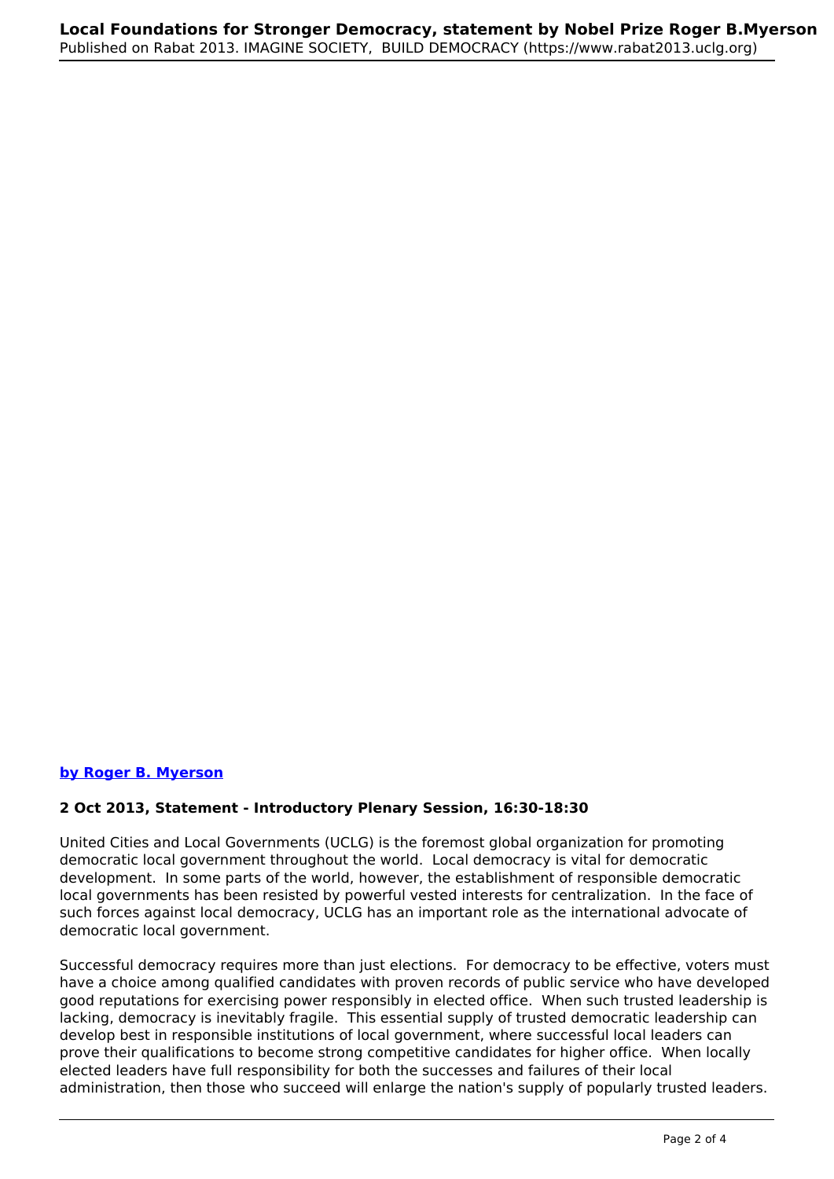**by Roger B. Myerson**

**2 Oct 2013, Statement - Introductory Plenary Session, 16:30-18:30**

United Cities and Local Governments (UCLG) is the foremost global organization for promoting democratic local government throughout the world. Local democracy is vital for democratic development. In some parts of the world, however, the establishment of responsible democratic local governments has been resisted by powerful vested interests for centralization. In the face of such forces against local democracy, UCLG has an important role as the international advocate of democratic local government.

Successful democracy requires more than just elections. For democracy to be effective, voters must have a choice among qualified candidates with proven records of public service who have developed good reputations for exercising power responsibly in elected office. When such trusted leadership is lacking, democracy is inevitably fragile. This essential supply of trusted democratic leadership can develop best in responsible institutions of local government, where successful local leaders can prove their qualifications to become strong competitive candidates for higher office. When locally elected leaders have full responsibility for both the successes and failures of their local administration, then those who succeed will enlarge the nation's supply of popularly trusted leaders.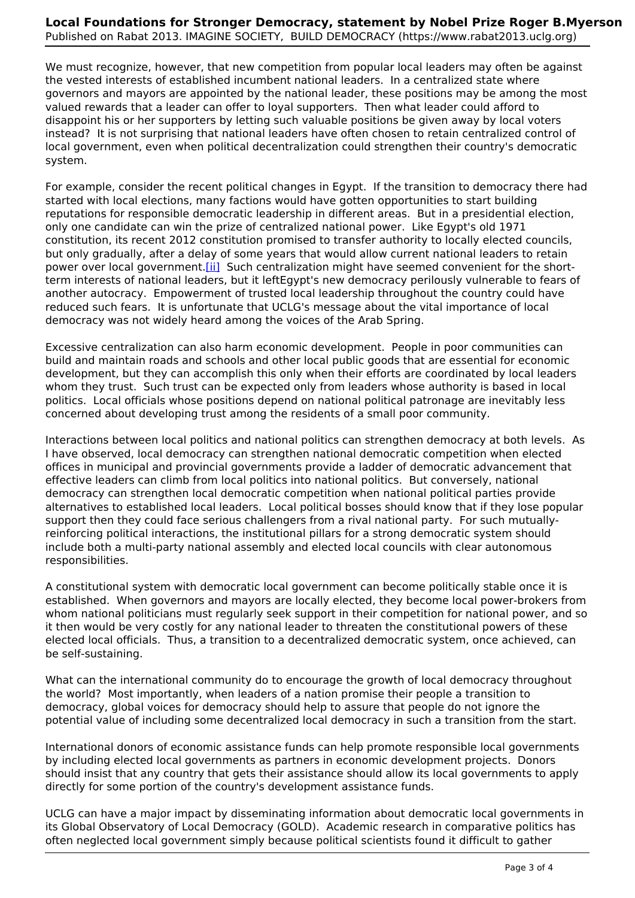We must recognize, however, that new competition from popular local leaders may often be against the vested interests of established incumbent national leaders. In a centralized state where governors and mayors are appointed by the national leader, these positions may be among the most valued rewards that a leader can offer to loyal supporters. Then what leader could afford to disappoint his or her supporters by letting such valuable positions be given away by local voters instead? It is not surprising that national leaders have often chosen to retain centralized control of local government, even when political decentralization could strengthen their country's democratic system.

For example, consider the recent political changes in Egypt. If the transition to democracy there had started with local elections, many factions would have gotten opportunities to start building reputations for responsible democratic leadership in different areas. But in a presidential election, only one candidate can win the prize of centralized national power. Like Egypt's old 1971 constitution, its recent 2012 constitution promised to transfer authority to locally elected councils, but only gradually, after a delay of some years that would allow current national leaders to retain power over local government.[ii] Such centralization might have seemed convenient for the short-term interests of national leaders, but it leftEgypt's new democracy perilously vulnerable to fears of another autocracy. Empowerment of trusted local leadership throughout the country could have reduced such fears. It is unfortunate that UCLG's message about the vital importance of local democracy was not widely heard among the voices of the Arab Spring.

Excessive centralization can also harm economic development. People in poor communities can build and maintain roads and schools and other local public goods that are essential for economic development, but they can accomplish this only when their efforts are coordinated by local leaders whom they trust. Such trust can be expected only from leaders whose authority is based in local politics. Local officials whose positions depend on national political patronage are inevitably less concerned about developing trust among the residents of a small poor community.

Interactions between local politics and national politics can strengthen democracy at both levels. As I have observed, local democracy can strengthen national democratic competition when elected offices in municipal and provincial governments provide a ladder of democratic advancement that effective leaders can climb from local politics into national politics. But conversely, national democracy can strengthen local democratic competition when national political parties provide alternatives to established local leaders. Local political bosses should know that if they lose popular support then they could face serious challengers from a rival national party. For such mutually-reinforcing political interactions, the institutional pillars for a strong democratic system should include both a multi-party national assembly and elected local councils with clear autonomous responsibilities.

A constitutional system with democratic local government can become politically stable once it is established. When governors and mayors are locally elected, they become local power-brokers from whom national politicians must regularly seek support in their competition for national power, and so it then would be very costly for any national leader to threaten the constitutional powers of these elected local officials. Thus, a transition to a decentralized democratic system, once achieved, can be self-sustaining.

What can the international community do to encourage the growth of local democracy throughout the world? Most importantly, when leaders of a nation promise their people a transition to democracy, global voices for democracy should help to assure that people do not ignore the potential value of including some decentralized local democracy in such a transition from the start.

International donors of economic assistance funds can help promote responsible local governments by including elected local governments as partners in economic development projects. Donors should insist that any country that gets their assistance should allow its local governments to apply directly for some portion of the country's development assistance funds.

UCLG can have a major impact by disseminating information about democratic local governments in its Global Observatory of Local Democracy (GOLD). Academic research in comparative politics has often neglected local government simply because political scientists found it difficult to gather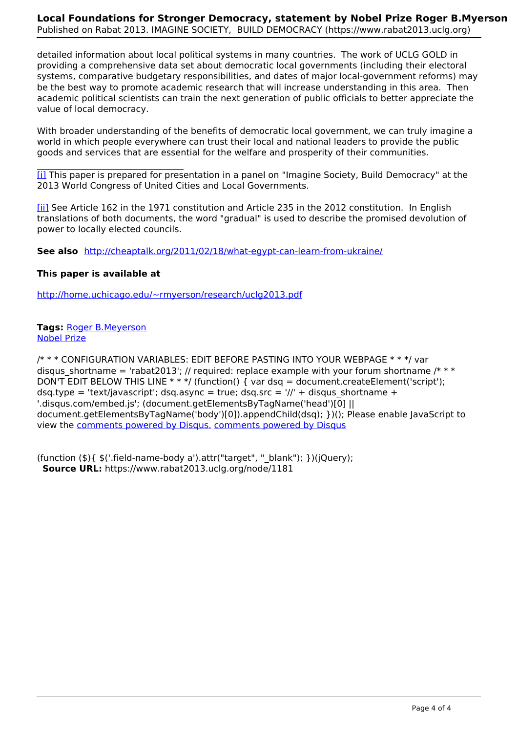detailed information about local political systems in many countries. The work of UCLG GOLD in providing a comprehensive data set about democratic local governments (including their electoral systems, comparative budgetary responsibilities, and dates of major local-government reforms) may be the best way to promote academic research that will increase understanding in this area. Then academic political scientists can train the next generation of public officials to better appreciate the value of local democracy.

With broader understanding of the benefits of democratic local government, we can truly imagine a world in which people everywhere can trust their local and national leaders to provide the public goods and services that are essential for the welfare and prosperity of their communities.

---

[i] This paper is prepared for presentation in a panel on "Imagine Society, Build Democracy" at the 2013 World Congress of United Cities and Local Governments.

[ii] See Article 162 in the 1971 constitution and Article 235 in the 2012 constitution. In English translations of both documents, the word "gradual" is used to describe the promised devolution of power to locally elected councils.

**See also** http://cheaptalk.org/2011/02/18/what-egypt-can-learn-from-ukraine/

**This paper is available at**

http://home.uchicago.edu/~rmyerson/research/uclg2013.pdf

**Tags:** Roger B.Meyerson
Nobel Prize

```
/* * * CONFIGURATION VARIABLES: EDIT BEFORE PASTING INTO YOUR WEBPAGE * * */ var disqus_shortname = 'rabat2013'; // required: replace example with your forum shortname /* * * DON'T EDIT BELOW THIS LINE * * */ (function() { var dsq = document.createElement('script'); dsq.type = 'text/javascript'; dsq.async = true; dsq.src = '//' + disqus_shortname + '.disqus.com/embed.js'; (document.getElementsByTagName('head')[0] || document.getElementsByTagName('body')[0]).appendChild(dsq); })();
```

Please enable JavaScript to view the comments powered by Disqus. comments powered by Disqus

```
(function ($){ $('.field-name-body a').attr("target", "_blank"); })(jQuery);
```

**Source URL:** https://www.rabat2013.uclg.org/node/1181